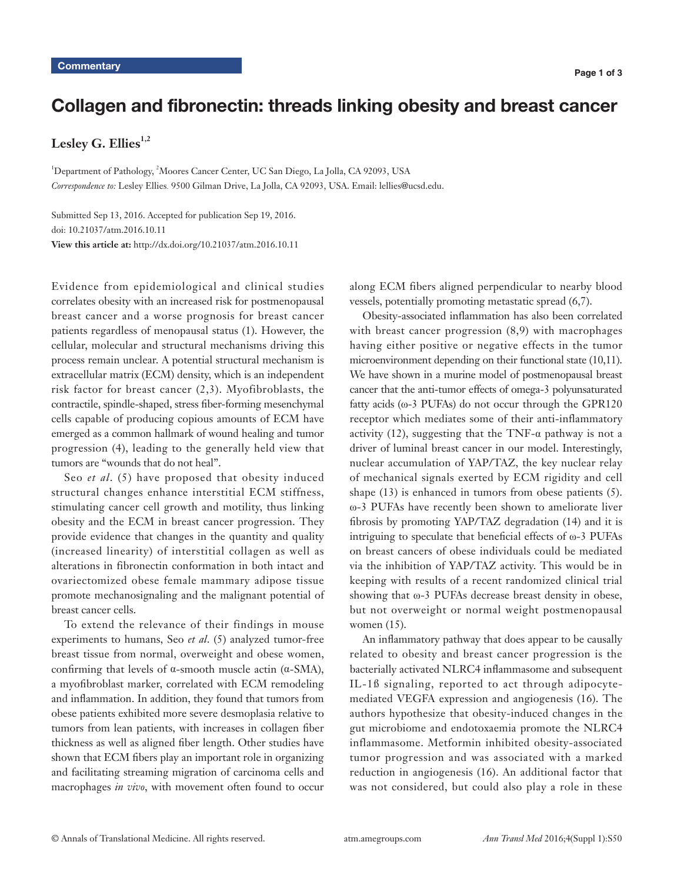Commentary

# Collagen and fibronectin: threads linking obesity and breast cancer

**Lesley G. Ellies**[1,2]

[1]Department of Pathology, [2]Moores Cancer Center, UC San Diego, La Jolla, CA 92093, USA

*Correspondence to:* Lesley Ellies. 9500 Gilman Drive, La Jolla, CA 92093, USA. Email: lellies@ucsd.edu.

Submitted Sep 13, 2016. Accepted for publication Sep 19, 2016.
doi: 10.21037/atm.2016.10.11
**View this article at:** http://dx.doi.org/10.21037/atm.2016.10.11

Evidence from epidemiological and clinical studies correlates obesity with an increased risk for postmenopausal breast cancer and a worse prognosis for breast cancer patients regardless of menopausal status (1). However, the cellular, molecular and structural mechanisms driving this process remain unclear. A potential structural mechanism is extracellular matrix (ECM) density, which is an independent risk factor for breast cancer (2,3). Myofibroblasts, the contractile, spindle-shaped, stress fiber-forming mesenchymal cells capable of producing copious amounts of ECM have emerged as a common hallmark of wound healing and tumor progression (4), leading to the generally held view that tumors are "wounds that do not heal".

Seo *et al*. (5) have proposed that obesity induced structural changes enhance interstitial ECM stiffness, stimulating cancer cell growth and motility, thus linking obesity and the ECM in breast cancer progression. They provide evidence that changes in the quantity and quality (increased linearity) of interstitial collagen as well as alterations in fibronectin conformation in both intact and ovariectomized obese female mammary adipose tissue promote mechanosignaling and the malignant potential of breast cancer cells.

To extend the relevance of their findings in mouse experiments to humans, Seo *et al*. (5) analyzed tumor-free breast tissue from normal, overweight and obese women, confirming that levels of α-smooth muscle actin (α-SMA), a myofibroblast marker, correlated with ECM remodeling and inflammation. In addition, they found that tumors from obese patients exhibited more severe desmoplasia relative to tumors from lean patients, with increases in collagen fiber thickness as well as aligned fiber length. Other studies have shown that ECM fibers play an important role in organizing and facilitating streaming migration of carcinoma cells and macrophages *in vivo*, with movement often found to occur along ECM fibers aligned perpendicular to nearby blood vessels, potentially promoting metastatic spread (6,7).

Obesity-associated inflammation has also been correlated with breast cancer progression (8,9) with macrophages having either positive or negative effects in the tumor microenvironment depending on their functional state (10,11). We have shown in a murine model of postmenopausal breast cancer that the anti-tumor effects of omega-3 polyunsaturated fatty acids (ω-3 PUFAs) do not occur through the GPR120 receptor which mediates some of their anti-inflammatory activity (12), suggesting that the TNF-α pathway is not a driver of luminal breast cancer in our model. Interestingly, nuclear accumulation of YAP/TAZ, the key nuclear relay of mechanical signals exerted by ECM rigidity and cell shape (13) is enhanced in tumors from obese patients (5). ω-3 PUFAs have recently been shown to ameliorate liver fibrosis by promoting YAP/TAZ degradation (14) and it is intriguing to speculate that beneficial effects of ω-3 PUFAs on breast cancers of obese individuals could be mediated via the inhibition of YAP/TAZ activity. This would be in keeping with results of a recent randomized clinical trial showing that ω-3 PUFAs decrease breast density in obese, but not overweight or normal weight postmenopausal women (15).

An inflammatory pathway that does appear to be causally related to obesity and breast cancer progression is the bacterially activated NLRC4 inflammasome and subsequent IL-1ß signaling, reported to act through adipocyte-mediated VEGFA expression and angiogenesis (16). The authors hypothesize that obesity-induced changes in the gut microbiome and endotoxaemia promote the NLRC4 inflammasome. Metformin inhibited obesity-associated tumor progression and was associated with a marked reduction in angiogenesis (16). An additional factor that was not considered, but could also play a role in these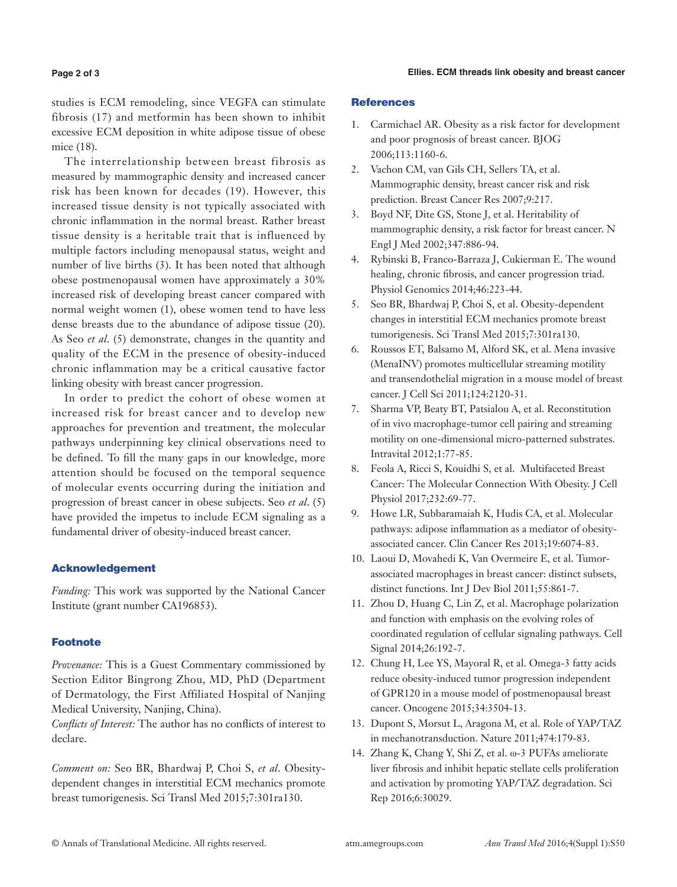studies is ECM remodeling, since VEGFA can stimulate fibrosis (17) and metformin has been shown to inhibit excessive ECM deposition in white adipose tissue of obese mice (18).

The interrelationship between breast fibrosis as measured by mammographic density and increased cancer risk has been known for decades (19). However, this increased tissue density is not typically associated with chronic inflammation in the normal breast. Rather breast tissue density is a heritable trait that is influenced by multiple factors including menopausal status, weight and number of live births (3). It has been noted that although obese postmenopausal women have approximately a 30% increased risk of developing breast cancer compared with normal weight women (1), obese women tend to have less dense breasts due to the abundance of adipose tissue (20). As Seo *et al*. (5) demonstrate, changes in the quantity and quality of the ECM in the presence of obesity-induced chronic inflammation may be a critical causative factor linking obesity with breast cancer progression.

In order to predict the cohort of obese women at increased risk for breast cancer and to develop new approaches for prevention and treatment, the molecular pathways underpinning key clinical observations need to be defined. To fill the many gaps in our knowledge, more attention should be focused on the temporal sequence of molecular events occurring during the initiation and progression of breast cancer in obese subjects. Seo *et al*. (5) have provided the impetus to include ECM signaling as a fundamental driver of obesity-induced breast cancer.

## Acknowledgement

*Funding:* This work was supported by the National Cancer Institute (grant number CA196853).

## Footnote

*Provenance:* This is a Guest Commentary commissioned by Section Editor Bingrong Zhou, MD, PhD (Department of Dermatology, the First Affiliated Hospital of Nanjing Medical University, Nanjing, China).

*Conflicts of Interest:* The author has no conflicts of interest to declare.

*Comment on:* Seo BR, Bhardwaj P, Choi S, *et al*. Obesity-dependent changes in interstitial ECM mechanics promote breast tumorigenesis. Sci Transl Med 2015;7:301ra130.

## References

1. Carmichael AR. Obesity as a risk factor for development and poor prognosis of breast cancer. BJOG 2006;113:1160-6.
2. Vachon CM, van Gils CH, Sellers TA, et al. Mammographic density, breast cancer risk and risk prediction. Breast Cancer Res 2007;9:217.
3. Boyd NF, Dite GS, Stone J, et al. Heritability of mammographic density, a risk factor for breast cancer. N Engl J Med 2002;347:886-94.
4. Rybinski B, Franco-Barraza J, Cukierman E. The wound healing, chronic fibrosis, and cancer progression triad. Physiol Genomics 2014;46:223-44.
5. Seo BR, Bhardwaj P, Choi S, et al. Obesity-dependent changes in interstitial ECM mechanics promote breast tumorigenesis. Sci Transl Med 2015;7:301ra130.
6. Roussos ET, Balsamo M, Alford SK, et al. Mena invasive (MenaINV) promotes multicellular streaming motility and transendothelial migration in a mouse model of breast cancer. J Cell Sci 2011;124:2120-31.
7. Sharma VP, Beaty BT, Patsialou A, et al. Reconstitution of in vivo macrophage-tumor cell pairing and streaming motility on one-dimensional micro-patterned substrates. Intravital 2012;1:77-85.
8. Feola A, Ricci S, Kouidhi S, et al. Multifaceted Breast Cancer: The Molecular Connection With Obesity. J Cell Physiol 2017;232:69-77.
9. Howe LR, Subbaramaiah K, Hudis CA, et al. Molecular pathways: adipose inflammation as a mediator of obesity-associated cancer. Clin Cancer Res 2013;19:6074-83.
10. Laoui D, Movahedi K, Van Overmeire E, et al. Tumor-associated macrophages in breast cancer: distinct subsets, distinct functions. Int J Dev Biol 2011;55:861-7.
11. Zhou D, Huang C, Lin Z, et al. Macrophage polarization and function with emphasis on the evolving roles of coordinated regulation of cellular signaling pathways. Cell Signal 2014;26:192-7.
12. Chung H, Lee YS, Mayoral R, et al. Omega-3 fatty acids reduce obesity-induced tumor progression independent of GPR120 in a mouse model of postmenopausal breast cancer. Oncogene 2015;34:3504-13.
13. Dupont S, Morsut L, Aragona M, et al. Role of YAP/TAZ in mechanotransduction. Nature 2011;474:179-83.
14. Zhang K, Chang Y, Shi Z, et al. ω-3 PUFAs ameliorate liver fibrosis and inhibit hepatic stellate cells proliferation and activation by promoting YAP/TAZ degradation. Sci Rep 2016;6:30029.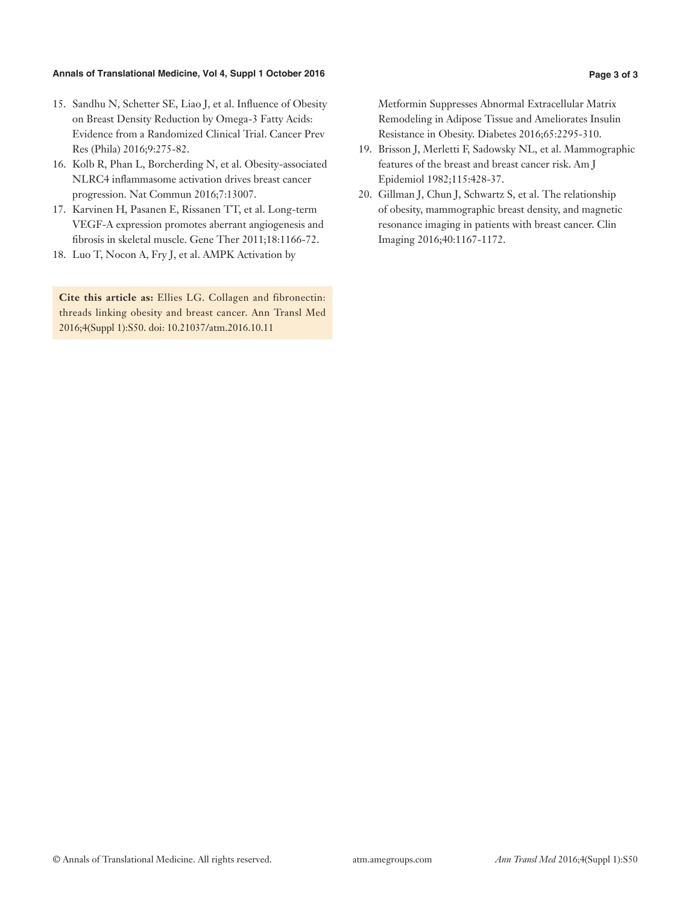15. Sandhu N, Schetter SE, Liao J, et al. Influence of Obesity on Breast Density Reduction by Omega-3 Fatty Acids: Evidence from a Randomized Clinical Trial. Cancer Prev Res (Phila) 2016;9:275-82.
16. Kolb R, Phan L, Borcherding N, et al. Obesity-associated NLRC4 inflammasome activation drives breast cancer progression. Nat Commun 2016;7:13007.
17. Karvinen H, Pasanen E, Rissanen TT, et al. Long-term VEGF-A expression promotes aberrant angiogenesis and fibrosis in skeletal muscle. Gene Ther 2011;18:1166-72.
18. Luo T, Nocon A, Fry J, et al. AMPK Activation by Metformin Suppresses Abnormal Extracellular Matrix Remodeling in Adipose Tissue and Ameliorates Insulin Resistance in Obesity. Diabetes 2016;65:2295-310.
19. Brisson J, Merletti F, Sadowsky NL, et al. Mammographic features of the breast and breast cancer risk. Am J Epidemiol 1982;115:428-37.
20. Gillman J, Chun J, Schwartz S, et al. The relationship of obesity, mammographic breast density, and magnetic resonance imaging in patients with breast cancer. Clin Imaging 2016;40:1167-1172.

**Cite this article as:** Ellies LG. Collagen and fibronectin: threads linking obesity and breast cancer. Ann Transl Med 2016;4(Suppl 1):S50. doi: 10.21037/atm.2016.10.11